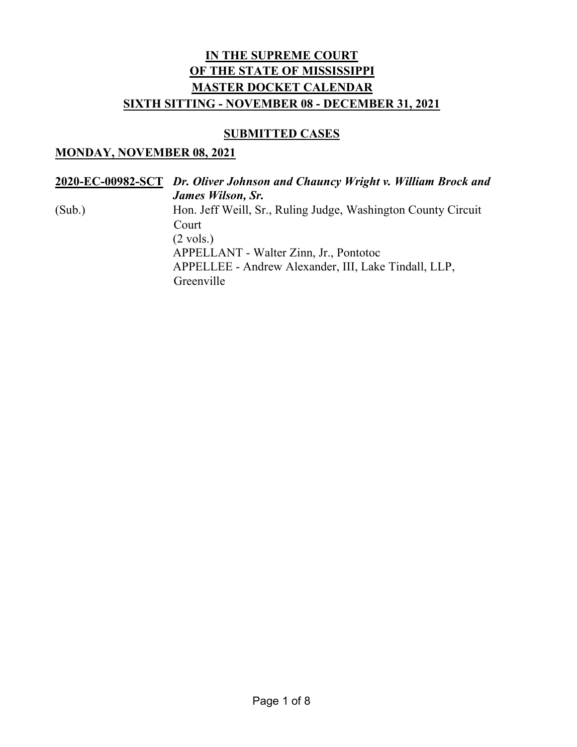**IN THE SUPREME COURT**
**OF THE STATE OF MISSISSIPPI**
**MASTER DOCKET CALENDAR**
**SIXTH SITTING - NOVEMBER 08 - DECEMBER 31, 2021**

**SUBMITTED CASES**

**MONDAY, NOVEMBER 08, 2021**

**2020-EC-00982-SCT** ***Dr. Oliver Johnson and Chauncy Wright v. William Brock and James Wilson, Sr.***

(Sub.)

Hon. Jeff Weill, Sr., Ruling Judge, Washington County Circuit Court
(2 vols.)
APPELLANT - Walter Zinn, Jr., Pontotoc
APPELLEE - Andrew Alexander, III, Lake Tindall, LLP, Greenville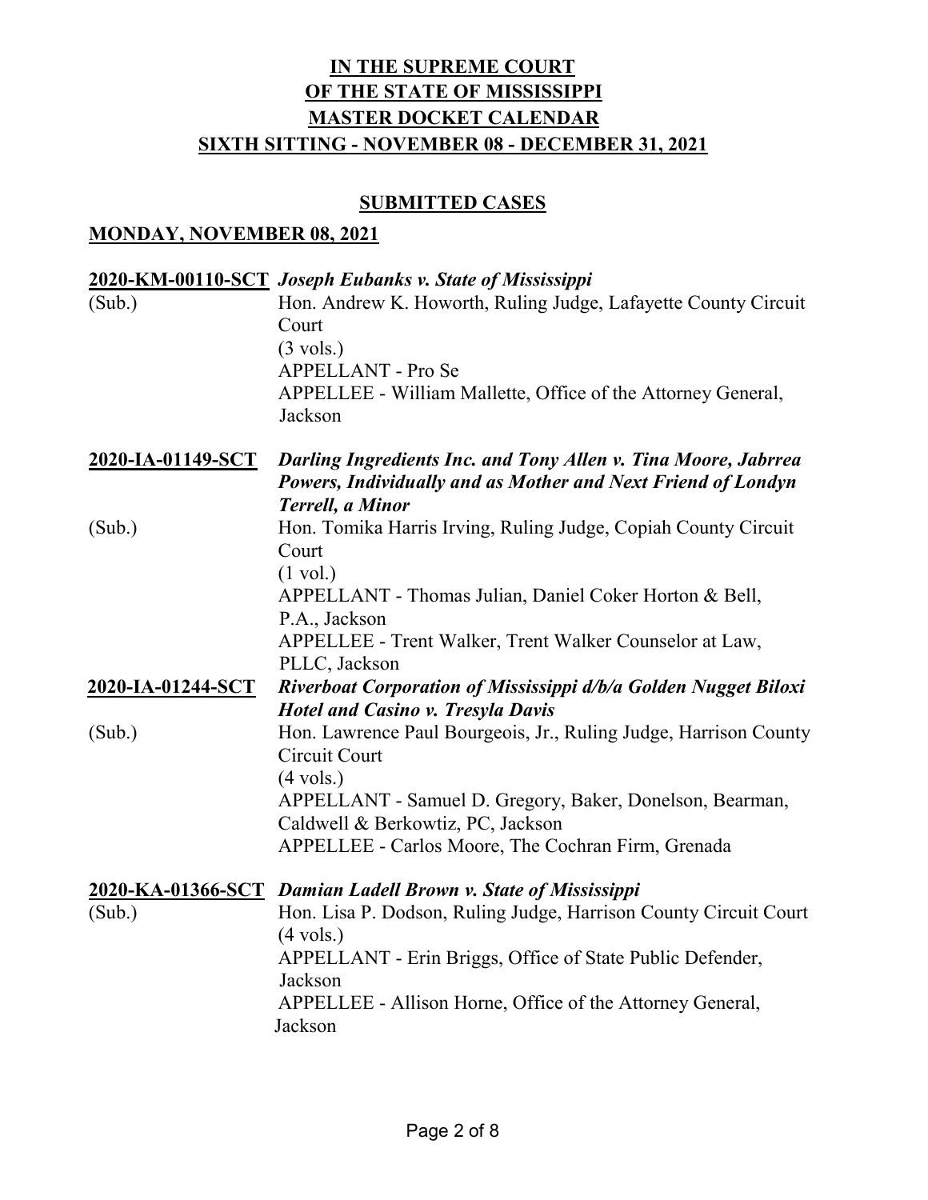# IN THE SUPREME COURT OF THE STATE OF MISSISSIPPI MASTER DOCKET CALENDAR SIXTH SITTING - NOVEMBER 08 - DECEMBER 31, 2021

## SUBMITTED CASES

### MONDAY, NOVEMBER 08, 2021

**2020-KM-00110-SCT** ***Joseph Eubanks v. State of Mississippi***

(Sub.)

Hon. Andrew K. Howorth, Ruling Judge, Lafayette County Circuit Court

(3 vols.)

APPELLANT - Pro Se

APPELLEE - William Mallette, Office of the Attorney General, Jackson

**2020-IA-01149-SCT** ***Darling Ingredients Inc. and Tony Allen v. Tina Moore, Jabrrea Powers, Individually and as Mother and Next Friend of Londyn Terrell, a Minor***

(Sub.)

Hon. Tomika Harris Irving, Ruling Judge, Copiah County Circuit Court

(1 vol.)

APPELLANT - Thomas Julian, Daniel Coker Horton & Bell, P.A., Jackson

APPELLEE - Trent Walker, Trent Walker Counselor at Law, PLLC, Jackson

**2020-IA-01244-SCT** ***Riverboat Corporation of Mississippi d/b/a Golden Nugget Biloxi Hotel and Casino v. Tresyla Davis***

(Sub.)

Hon. Lawrence Paul Bourgeois, Jr., Ruling Judge, Harrison County Circuit Court

(4 vols.)

APPELLANT - Samuel D. Gregory, Baker, Donelson, Bearman, Caldwell & Berkowtiz, PC, Jackson

APPELLEE - Carlos Moore, The Cochran Firm, Grenada

**2020-KA-01366-SCT** ***Damian Ladell Brown v. State of Mississippi***

(Sub.)

Hon. Lisa P. Dodson, Ruling Judge, Harrison County Circuit Court

(4 vols.)

APPELLANT - Erin Briggs, Office of State Public Defender, Jackson

APPELLEE - Allison Horne, Office of the Attorney General, Jackson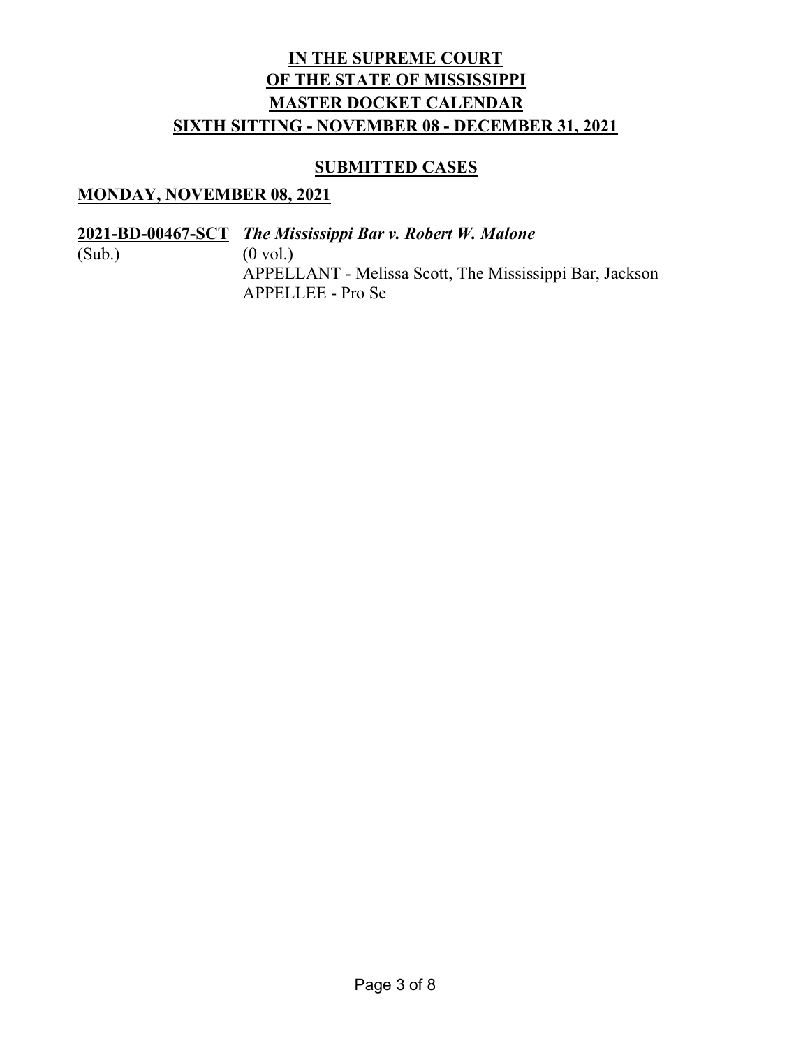# **IN THE SUPREME COURT OF THE STATE OF MISSISSIPPI MASTER DOCKET CALENDAR SIXTH SITTING - NOVEMBER 08 - DECEMBER 31, 2021**

## **SUBMITTED CASES**

### **MONDAY, NOVEMBER 08, 2021**

**2021-BD-00467-SCT** ***The Mississippi Bar v. Robert W. Malone***
(Sub.) (0 vol.)
APPELLANT - Melissa Scott, The Mississippi Bar, Jackson
APPELLEE - Pro Se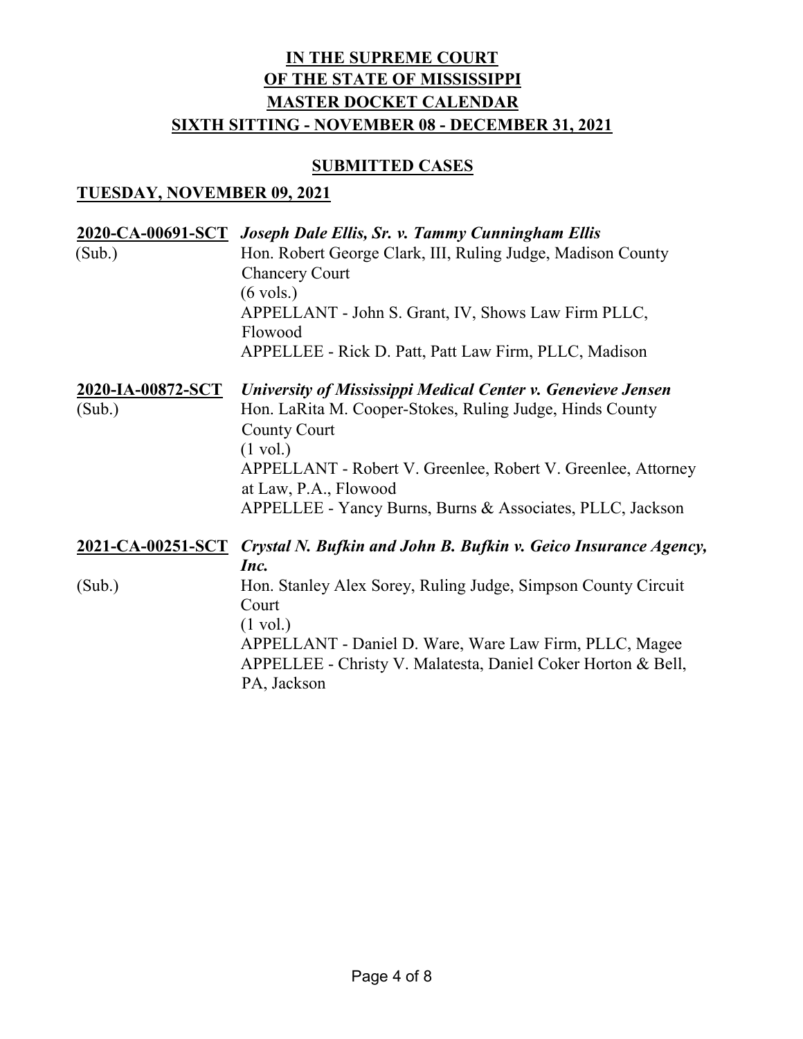# IN THE SUPREME COURT OF THE STATE OF MISSISSIPPI MASTER DOCKET CALENDAR SIXTH SITTING - NOVEMBER 08 - DECEMBER 31, 2021

## SUBMITTED CASES

### TUESDAY, NOVEMBER 09, 2021

**2020-CA-00691-SCT** *Joseph Dale Ellis, Sr. v. Tammy Cunningham Ellis*
(Sub.)
Hon. Robert George Clark, III, Ruling Judge, Madison County Chancery Court
(6 vols.)
APPELLANT - John S. Grant, IV, Shows Law Firm PLLC, Flowood
APPELLEE - Rick D. Patt, Patt Law Firm, PLLC, Madison

**2020-IA-00872-SCT** *University of Mississippi Medical Center v. Genevieve Jensen*
(Sub.)
Hon. LaRita M. Cooper-Stokes, Ruling Judge, Hinds County County Court
(1 vol.)
APPELLANT - Robert V. Greenlee, Robert V. Greenlee, Attorney at Law, P.A., Flowood
APPELLEE - Yancy Burns, Burns & Associates, PLLC, Jackson

**2021-CA-00251-SCT** *Crystal N. Bufkin and John B. Bufkin v. Geico Insurance Agency, Inc.*
(Sub.)
Hon. Stanley Alex Sorey, Ruling Judge, Simpson County Circuit Court
(1 vol.)
APPELLANT - Daniel D. Ware, Ware Law Firm, PLLC, Magee
APPELLEE - Christy V. Malatesta, Daniel Coker Horton & Bell, PA, Jackson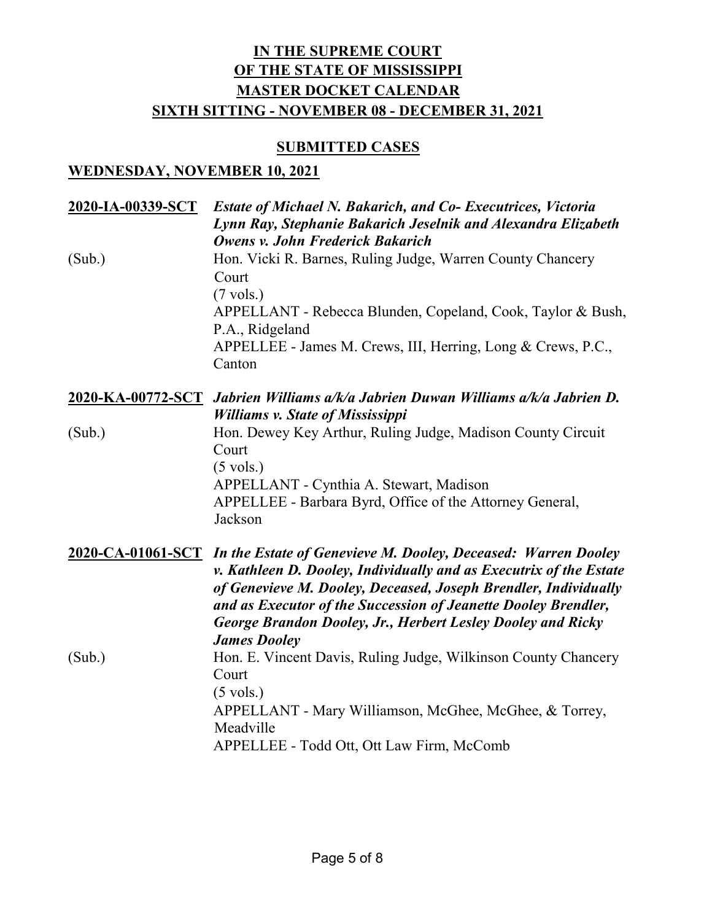# IN THE SUPREME COURT OF THE STATE OF MISSISSIPPI MASTER DOCKET CALENDAR SIXTH SITTING - NOVEMBER 08 - DECEMBER 31, 2021

## SUBMITTED CASES

## WEDNESDAY, NOVEMBER 10, 2021

**2020-IA-00339-SCT** ***Estate of Michael N. Bakarich, and Co- Executrices, Victoria Lynn Ray, Stephanie Bakarich Jeselnik and Alexandra Elizabeth Owens v. John Frederick Bakarich***

(Sub.)

Hon. Vicki R. Barnes, Ruling Judge, Warren County Chancery Court

(7 vols.)

APPELLANT - Rebecca Blunden, Copeland, Cook, Taylor & Bush, P.A., Ridgeland

APPELLEE - James M. Crews, III, Herring, Long & Crews, P.C., Canton

**2020-KA-00772-SCT** ***Jabrien Williams a/k/a Jabrien Duwan Williams a/k/a Jabrien D. Williams v. State of Mississippi***

(Sub.)

Hon. Dewey Key Arthur, Ruling Judge, Madison County Circuit Court

(5 vols.)

APPELLANT - Cynthia A. Stewart, Madison

APPELLEE - Barbara Byrd, Office of the Attorney General, Jackson

**2020-CA-01061-SCT** ***In the Estate of Genevieve M. Dooley, Deceased: Warren Dooley v. Kathleen D. Dooley, Individually and as Executrix of the Estate of Genevieve M. Dooley, Deceased, Joseph Brendler, Individually and as Executor of the Succession of Jeanette Dooley Brendler, George Brandon Dooley, Jr., Herbert Lesley Dooley and Ricky James Dooley***

(Sub.)

Hon. E. Vincent Davis, Ruling Judge, Wilkinson County Chancery Court

(5 vols.)

APPELLANT - Mary Williamson, McGhee, McGhee, & Torrey, Meadville

APPELLEE - Todd Ott, Ott Law Firm, McComb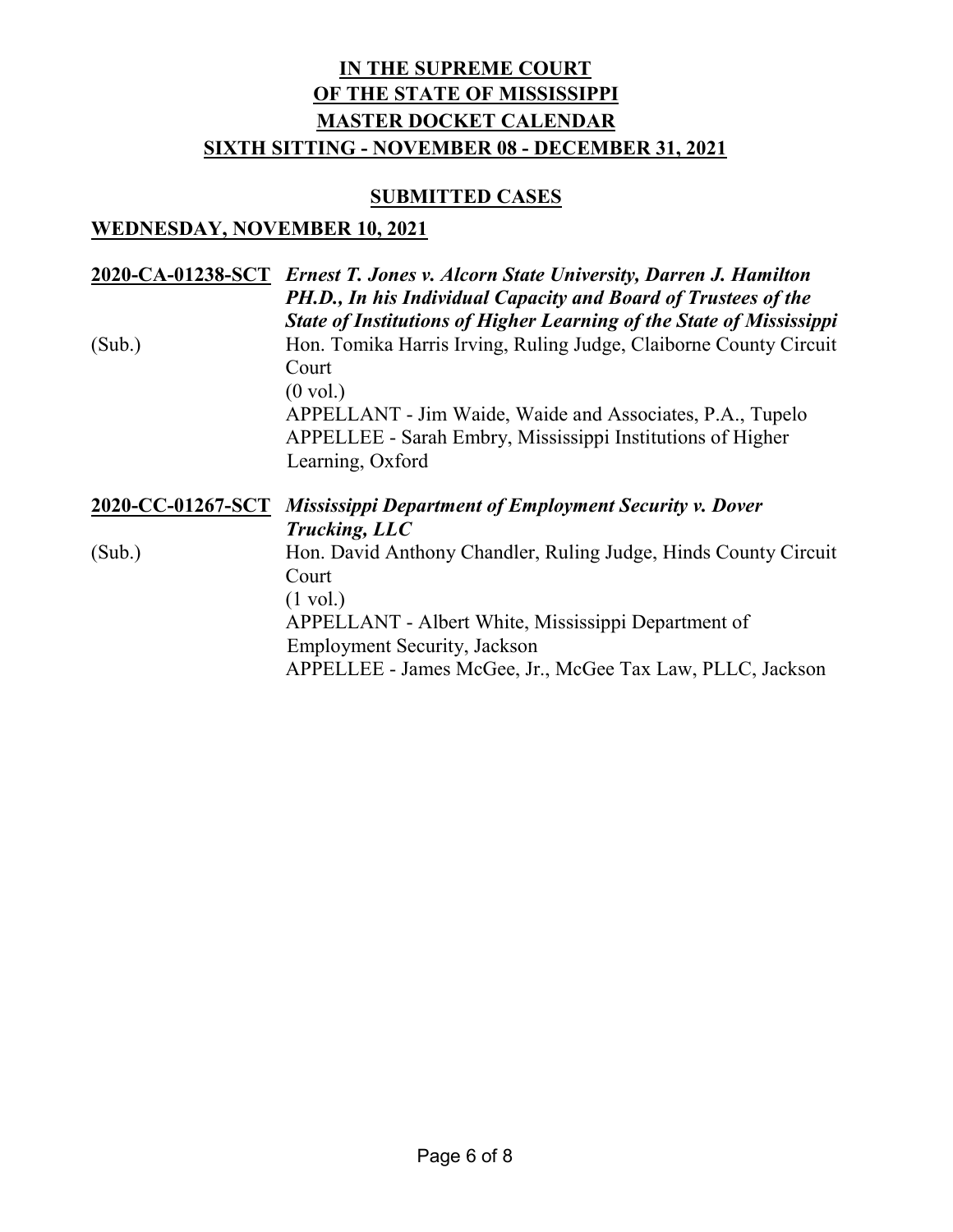# IN THE SUPREME COURT OF THE STATE OF MISSISSIPPI MASTER DOCKET CALENDAR SIXTH SITTING - NOVEMBER 08 - DECEMBER 31, 2021

## SUBMITTED CASES

### WEDNESDAY, NOVEMBER 10, 2021

**2020-CA-01238-SCT** ***Ernest T. Jones v. Alcorn State University, Darren J. Hamilton PH.D., In his Individual Capacity and Board of Trustees of the State of Institutions of Higher Learning of the State of Mississippi***

(Sub.)

Hon. Tomika Harris Irving, Ruling Judge, Claiborne County Circuit Court

(0 vol.)

APPELLANT - Jim Waide, Waide and Associates, P.A., Tupelo

APPELLEE - Sarah Embry, Mississippi Institutions of Higher Learning, Oxford

**2020-CC-01267-SCT** ***Mississippi Department of Employment Security v. Dover Trucking, LLC***

(Sub.)

Hon. David Anthony Chandler, Ruling Judge, Hinds County Circuit Court

(1 vol.)

APPELLANT - Albert White, Mississippi Department of Employment Security, Jackson

APPELLEE - James McGee, Jr., McGee Tax Law, PLLC, Jackson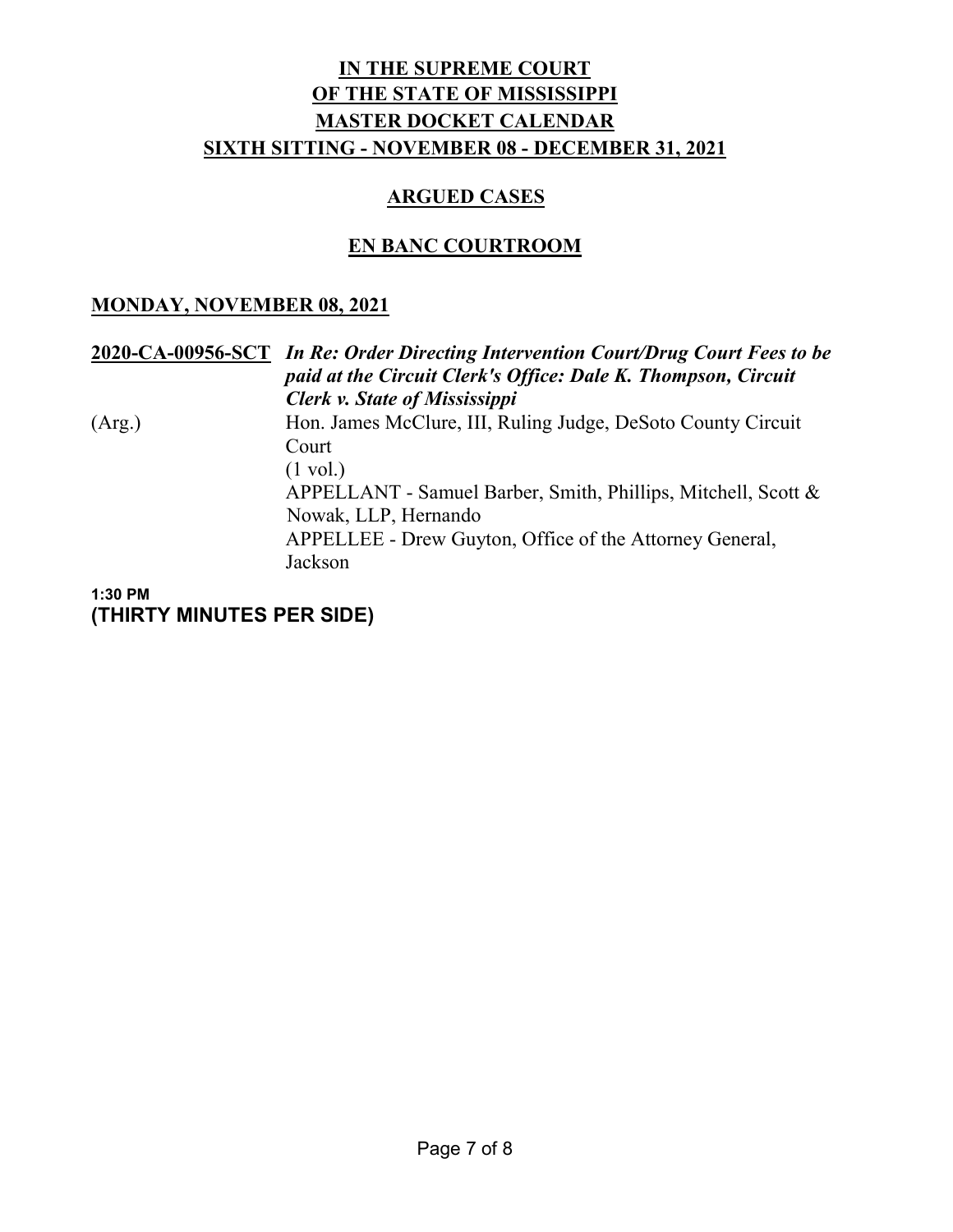# IN THE SUPREME COURT OF THE STATE OF MISSISSIPPI MASTER DOCKET CALENDAR SIXTH SITTING - NOVEMBER 08 - DECEMBER 31, 2021

## ARGUED CASES

## EN BANC COURTROOM

### MONDAY, NOVEMBER 08, 2021

**2020-CA-00956-SCT** ***In Re: Order Directing Intervention Court/Drug Court Fees to be paid at the Circuit Clerk's Office: Dale K. Thompson, Circuit Clerk v. State of Mississippi***

(Arg.)

Hon. James McClure, III, Ruling Judge, DeSoto County Circuit Court

(1 vol.)

APPELLANT - Samuel Barber, Smith, Phillips, Mitchell, Scott & Nowak, LLP, Hernando

APPELLEE - Drew Guyton, Office of the Attorney General, Jackson

**1:30 PM**
**(THIRTY MINUTES PER SIDE)**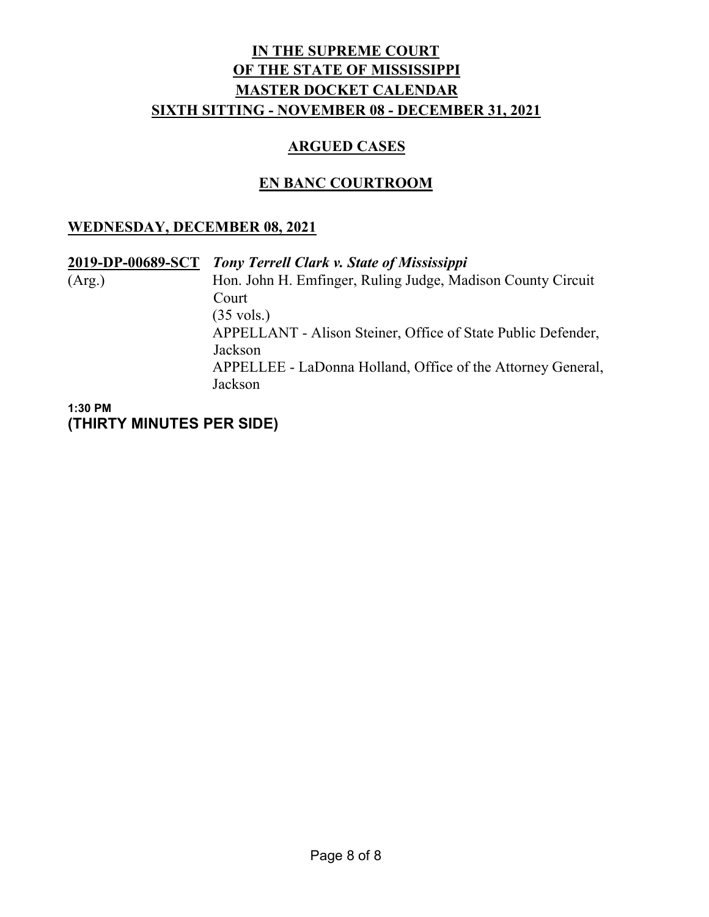**IN THE SUPREME COURT**
**OF THE STATE OF MISSISSIPPI**
**MASTER DOCKET CALENDAR**
**SIXTH SITTING - NOVEMBER 08 - DECEMBER 31, 2021**

**ARGUED CASES**

**EN BANC COURTROOM**

**WEDNESDAY, DECEMBER 08, 2021**

**2019-DP-00689-SCT** ***Tony Terrell Clark v. State of Mississippi***
(Arg.)
Hon. John H. Emfinger, Ruling Judge, Madison County Circuit Court
(35 vols.)
APPELLANT - Alison Steiner, Office of State Public Defender, Jackson
APPELLEE - LaDonna Holland, Office of the Attorney General, Jackson

**1:30 PM**
**(THIRTY MINUTES PER SIDE)**